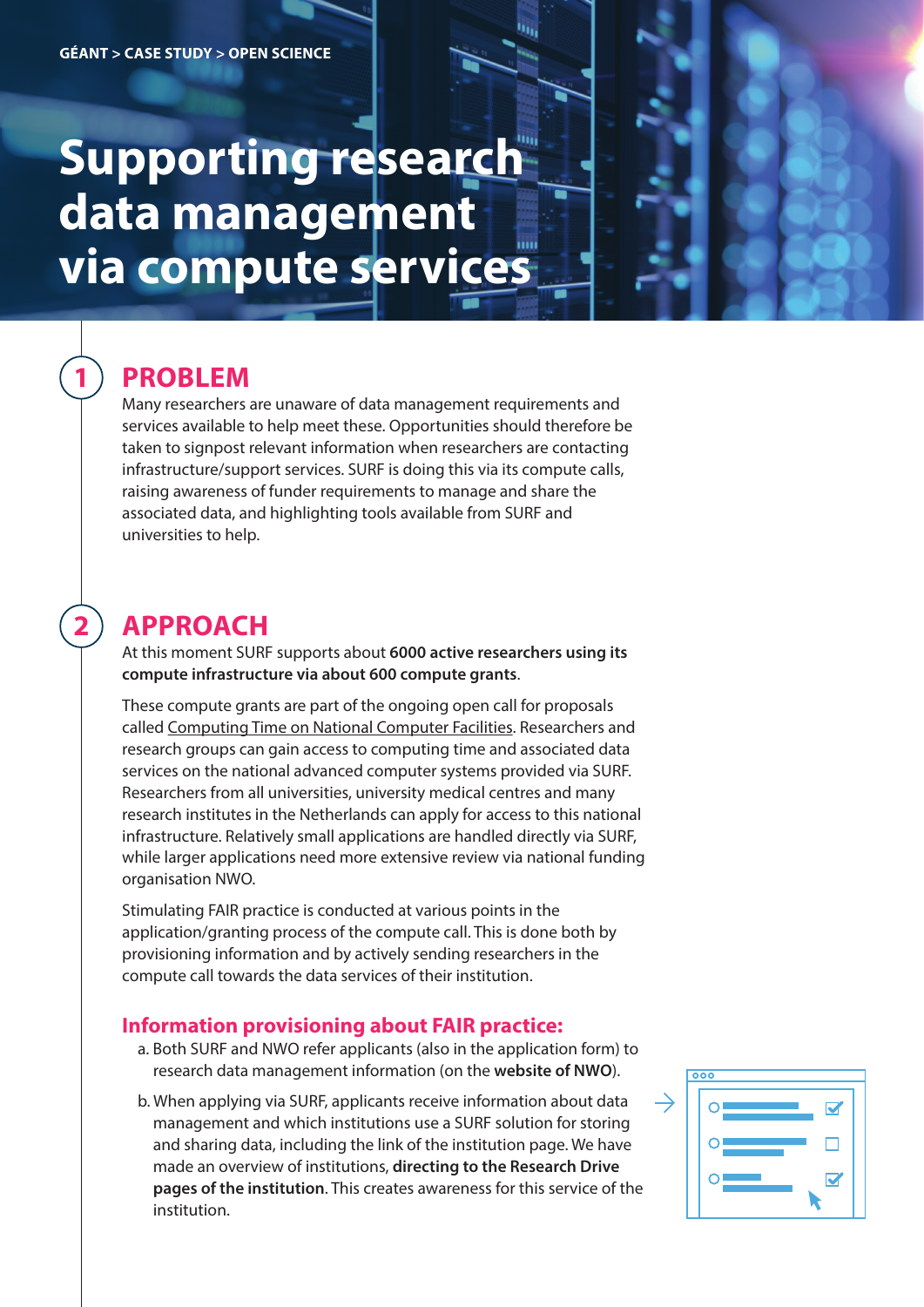GÉANT > CASE STUDY > OPEN SCIENCE

# Supporting research data management via compute services

## 1 PROBLEM

Many researchers are unaware of data management requirements and services available to help meet these. Opportunities should therefore be taken to signpost relevant information when researchers are contacting infrastructure/support services. SURF is doing this via its compute calls, raising awareness of funder requirements to manage and share the associated data, and highlighting tools available from SURF and universities to help.

## 2 APPROACH

At this moment SURF supports about **6000 active researchers using its compute infrastructure via about 600 compute grants**.

These compute grants are part of the ongoing open call for proposals called Computing Time on National Computer Facilities. Researchers and research groups can gain access to computing time and associated data services on the national advanced computer systems provided via SURF. Researchers from all universities, university medical centres and many research institutes in the Netherlands can apply for access to this national infrastructure. Relatively small applications are handled directly via SURF, while larger applications need more extensive review via national funding organisation NWO.

Stimulating FAIR practice is conducted at various points in the application/granting process of the compute call. This is done both by provisioning information and by actively sending researchers in the compute call towards the data services of their institution.

### Information provisioning about FAIR practice:

a. Both SURF and NWO refer applicants (also in the application form) to research data management information (on the **website of NWO**).

b. When applying via SURF, applicants receive information about data management and which institutions use a SURF solution for storing and sharing data, including the link of the institution page. We have made an overview of institutions, **directing to the Research Drive pages of the institution**. This creates awareness for this service of the institution.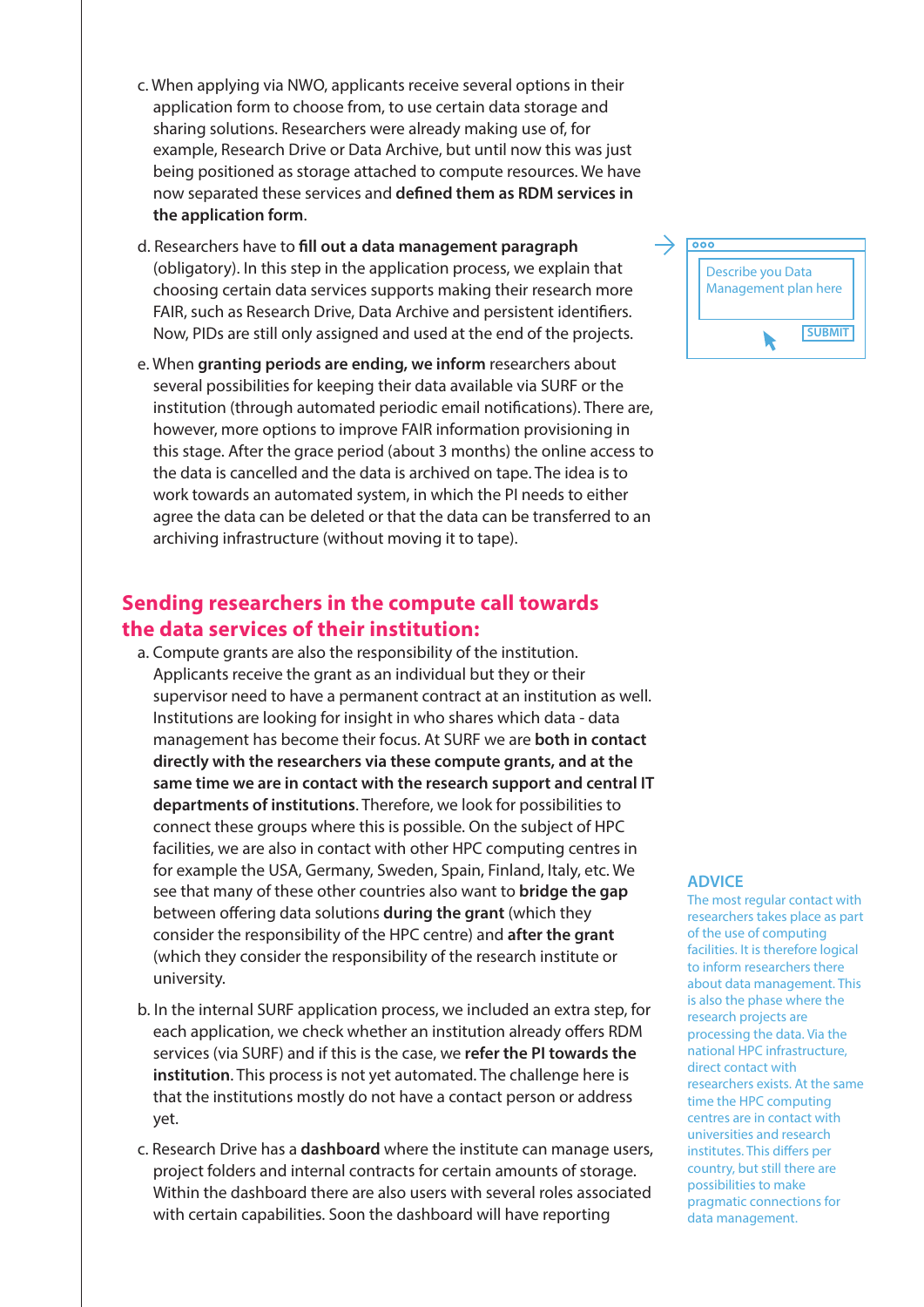c. When applying via NWO, applicants receive several options in their application form to choose from, to use certain data storage and sharing solutions. Researchers were already making use of, for example, Research Drive or Data Archive, but until now this was just being positioned as storage attached to compute resources. We have now separated these services and **defined them as RDM services in the application form**.

d. Researchers have to **fill out a data management paragraph** (obligatory). In this step in the application process, we explain that choosing certain data services supports making their research more FAIR, such as Research Drive, Data Archive and persistent identifiers. Now, PIDs are still only assigned and used at the end of the projects.

Describe you Data Management plan here

SUBMIT

e. When **granting periods are ending, we inform** researchers about several possibilities for keeping their data available via SURF or the institution (through automated periodic email notifications). There are, however, more options to improve FAIR information provisioning in this stage. After the grace period (about 3 months) the online access to the data is cancelled and the data is archived on tape. The idea is to work towards an automated system, in which the PI needs to either agree the data can be deleted or that the data can be transferred to an archiving infrastructure (without moving it to tape).

## Sending researchers in the compute call towards the data services of their institution:

a. Compute grants are also the responsibility of the institution. Applicants receive the grant as an individual but they or their supervisor need to have a permanent contract at an institution as well. Institutions are looking for insight in who shares which data - data management has become their focus. At SURF we are **both in contact directly with the researchers via these compute grants, and at the same time we are in contact with the research support and central IT departments of institutions**. Therefore, we look for possibilities to connect these groups where this is possible. On the subject of HPC facilities, we are also in contact with other HPC computing centres in for example the USA, Germany, Sweden, Spain, Finland, Italy, etc. We see that many of these other countries also want to **bridge the gap** between offering data solutions **during the grant** (which they consider the responsibility of the HPC centre) and **after the grant** (which they consider the responsibility of the research institute or university.

b. In the internal SURF application process, we included an extra step, for each application, we check whether an institution already offers RDM services (via SURF) and if this is the case, we **refer the PI towards the institution**. This process is not yet automated. The challenge here is that the institutions mostly do not have a contact person or address yet.

c. Research Drive has a **dashboard** where the institute can manage users, project folders and internal contracts for certain amounts of storage. Within the dashboard there are also users with several roles associated with certain capabilities. Soon the dashboard will have reporting

### ADVICE

The most regular contact with researchers takes place as part of the use of computing facilities. It is therefore logical to inform researchers there about data management. This is also the phase where the research projects are processing the data. Via the national HPC infrastructure, direct contact with researchers exists. At the same time the HPC computing centres are in contact with universities and research institutes. This differs per country, but still there are possibilities to make pragmatic connections for data management.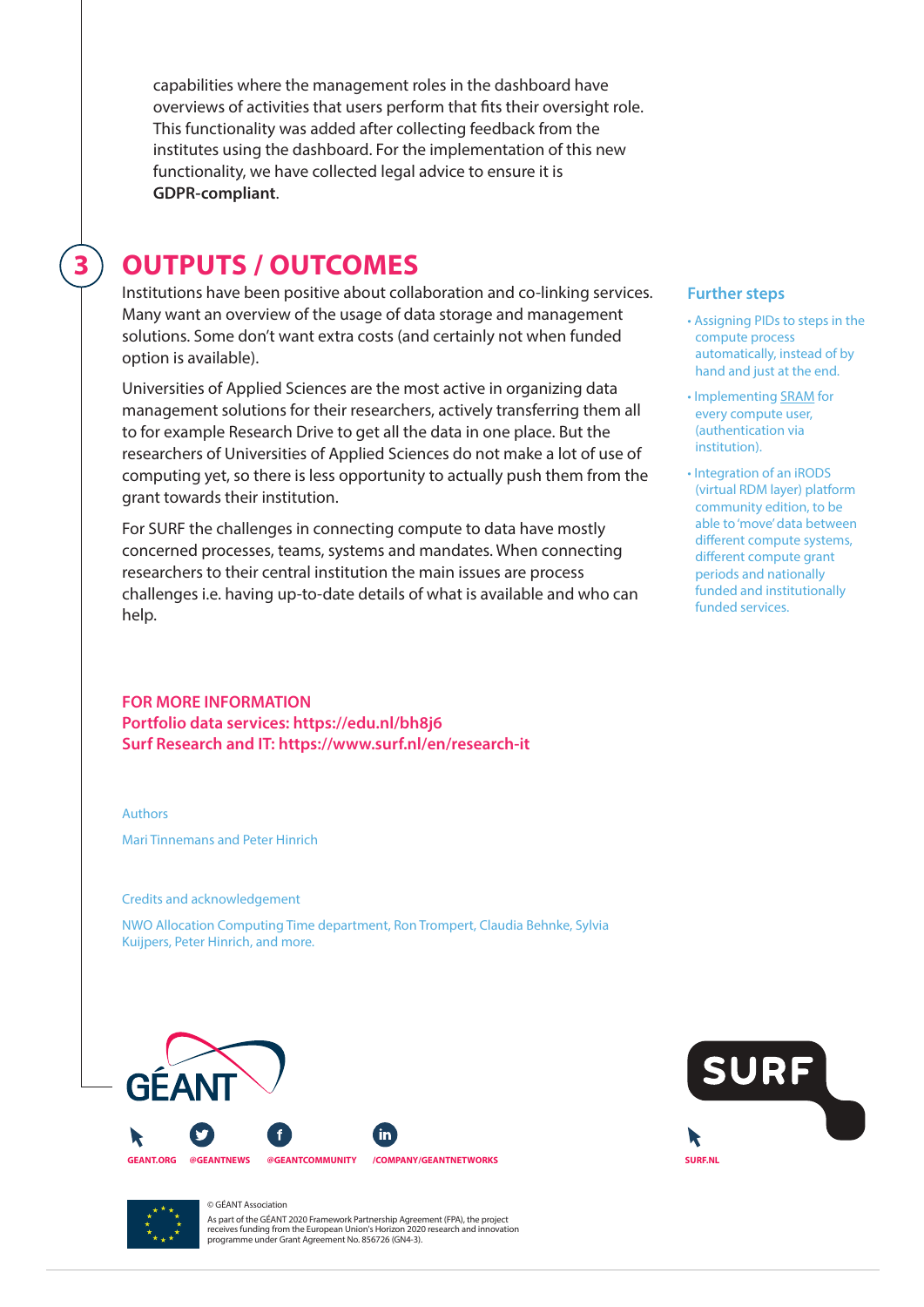capabilities where the management roles in the dashboard have overviews of activities that users perform that fits their oversight role. This functionality was added after collecting feedback from the institutes using the dashboard. For the implementation of this new functionality, we have collected legal advice to ensure it is **GDPR-compliant**.

## 3 OUTPUTS / OUTCOMES

Institutions have been positive about collaboration and co-linking services. Many want an overview of the usage of data storage and management solutions. Some don't want extra costs (and certainly not when funded option is available).

Universities of Applied Sciences are the most active in organizing data management solutions for their researchers, actively transferring them all to for example Research Drive to get all the data in one place. But the researchers of Universities of Applied Sciences do not make a lot of use of computing yet, so there is less opportunity to actually push them from the grant towards their institution.

For SURF the challenges in connecting compute to data have mostly concerned processes, teams, systems and mandates. When connecting researchers to their central institution the main issues are process challenges i.e. having up-to-date details of what is available and who can help.

### Further steps

- Assigning PIDs to steps in the compute process automatically, instead of by hand and just at the end.
- Implementing SRAM for every compute user, (authentication via institution).
- Integration of an iRODS (virtual RDM layer) platform community edition, to be able to 'move' data between different compute systems, different compute grant periods and nationally funded and institutionally funded services.

**FOR MORE INFORMATION**
**Portfolio data services: https://edu.nl/bh8j6**
**Surf Research and IT: https://www.surf.nl/en/research-it**

Authors

Mari Tinnemans and Peter Hinrich

Credits and acknowledgement

NWO Allocation Computing Time department, Ron Trompert, Claudia Behnke, Sylvia Kuijpers, Peter Hinrich, and more.

GÉANT

GEANT.ORG @GEANTNEWS @GEANTCOMMUNITY /COMPANY/GEANTNETWORKS

SURF

SURF.NL

© GÉANT Association

As part of the GÉANT 2020 Framework Partnership Agreement (FPA), the project receives funding from the European Union's Horizon 2020 research and innovation programme under Grant Agreement No. 856726 (GN4-3).